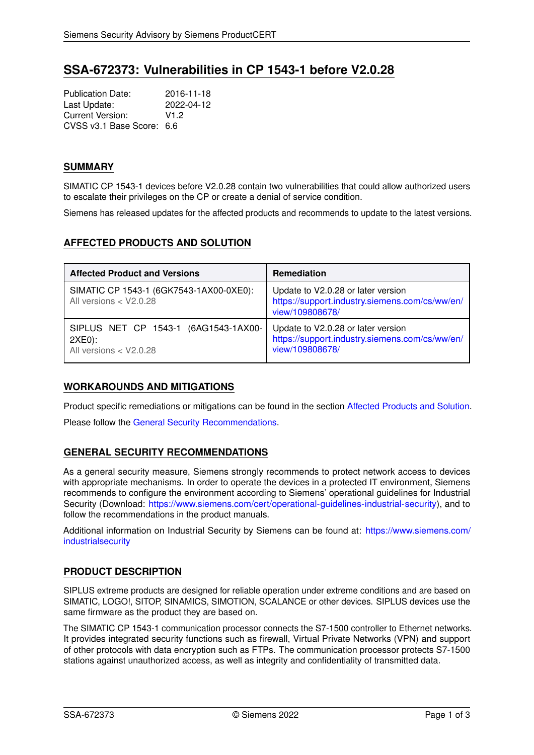# SSA-672373: Vulnerabilities in CP 1543-1 before V2.0.28

Publication Date: 2016-11-18
Last Update: 2022-04-12
Current Version: V1.2
CVSS v3.1 Base Score: 6.6

## SUMMARY

SIMATIC CP 1543-1 devices before V2.0.28 contain two vulnerabilities that could allow authorized users to escalate their privileges on the CP or create a denial of service condition.

Siemens has released updates for the affected products and recommends to update to the latest versions.

## AFFECTED PRODUCTS AND SOLUTION

| Affected Product and Versions | Remediation |
|---|---|
| SIMATIC CP 1543-1 (6GK7543-1AX00-0XE0): All versions < V2.0.28 | Update to V2.0.28 or later version https://support.industry.siemens.com/cs/ww/en/view/109808678/ |
| SIPLUS NET CP 1543-1 (6AG1543-1AX00-2XE0): All versions < V2.0.28 | Update to V2.0.28 or later version https://support.industry.siemens.com/cs/ww/en/view/109808678/ |

## WORKAROUNDS AND MITIGATIONS

Product specific remediations or mitigations can be found in the section Affected Products and Solution.

Please follow the General Security Recommendations.

## GENERAL SECURITY RECOMMENDATIONS

As a general security measure, Siemens strongly recommends to protect network access to devices with appropriate mechanisms. In order to operate the devices in a protected IT environment, Siemens recommends to configure the environment according to Siemens' operational guidelines for Industrial Security (Download: https://www.siemens.com/cert/operational-guidelines-industrial-security), and to follow the recommendations in the product manuals.

Additional information on Industrial Security by Siemens can be found at: https://www.siemens.com/industrialsecurity

## PRODUCT DESCRIPTION

SIPLUS extreme products are designed for reliable operation under extreme conditions and are based on SIMATIC, LOGO!, SITOP, SINAMICS, SIMOTION, SCALANCE or other devices. SIPLUS devices use the same firmware as the product they are based on.

The SIMATIC CP 1543-1 communication processor connects the S7-1500 controller to Ethernet networks. It provides integrated security functions such as firewall, Virtual Private Networks (VPN) and support of other protocols with data encryption such as FTPs. The communication processor protects S7-1500 stations against unauthorized access, as well as integrity and confidentiality of transmitted data.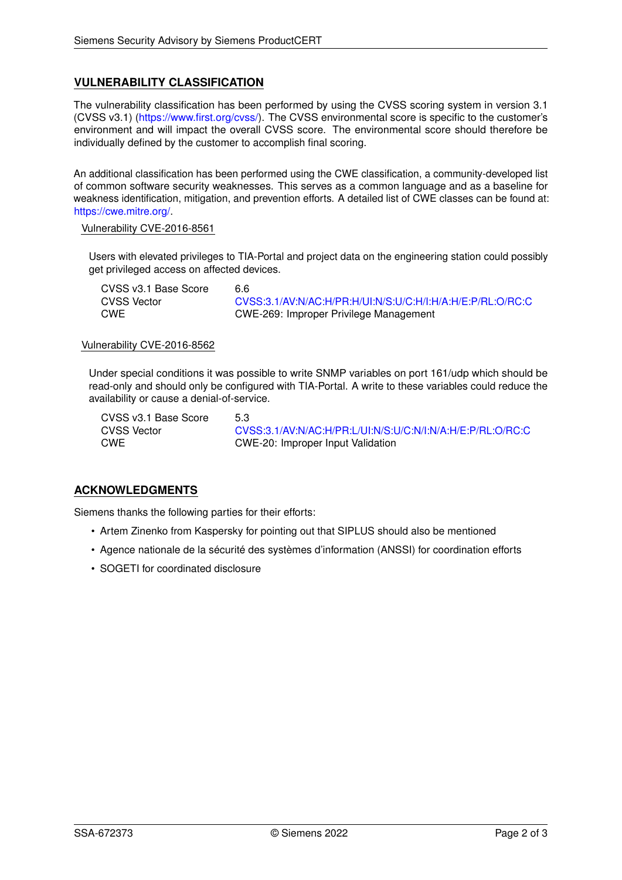## VULNERABILITY CLASSIFICATION

The vulnerability classification has been performed by using the CVSS scoring system in version 3.1 (CVSS v3.1) (https://www.first.org/cvss/). The CVSS environmental score is specific to the customer's environment and will impact the overall CVSS score. The environmental score should therefore be individually defined by the customer to accomplish final scoring.

An additional classification has been performed using the CWE classification, a community-developed list of common software security weaknesses. This serves as a common language and as a baseline for weakness identification, mitigation, and prevention efforts. A detailed list of CWE classes can be found at: https://cwe.mitre.org/.

### Vulnerability CVE-2016-8561

Users with elevated privileges to TIA-Portal and project data on the engineering station could possibly get privileged access on affected devices.

| | |
|---|---|
| CVSS v3.1 Base Score | 6.6 |
| CVSS Vector | CVSS:3.1/AV:N/AC:H/PR:H/UI:N/S:U/C:H/I:H/A:H/E:P/RL:O/RC:C |
| CWE | CWE-269: Improper Privilege Management |

### Vulnerability CVE-2016-8562

Under special conditions it was possible to write SNMP variables on port 161/udp which should be read-only and should only be configured with TIA-Portal. A write to these variables could reduce the availability or cause a denial-of-service.

| | |
|---|---|
| CVSS v3.1 Base Score | 5.3 |
| CVSS Vector | CVSS:3.1/AV:N/AC:H/PR:L/UI:N/S:U/C:N/I:N/A:H/E:P/RL:O/RC:C |
| CWE | CWE-20: Improper Input Validation |

## ACKNOWLEDGMENTS

Siemens thanks the following parties for their efforts:

- Artem Zinenko from Kaspersky for pointing out that SIPLUS should also be mentioned
- Agence nationale de la sécurité des systèmes d'information (ANSSI) for coordination efforts
- SOGETI for coordinated disclosure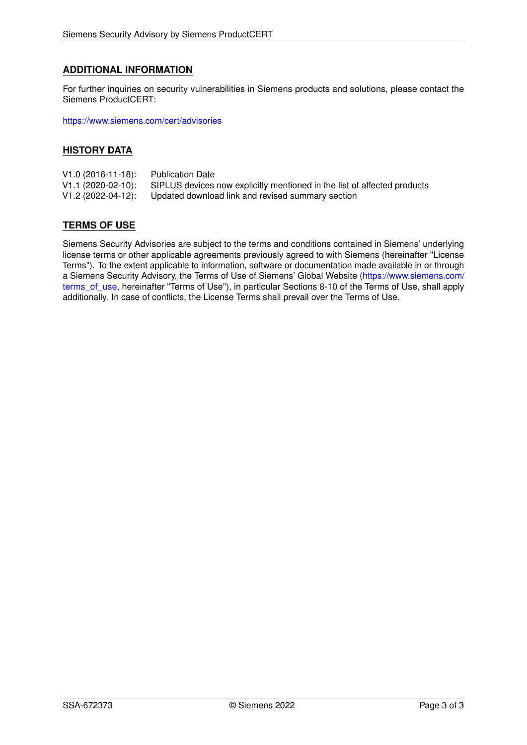## ADDITIONAL INFORMATION

For further inquiries on security vulnerabilities in Siemens products and solutions, please contact the Siemens ProductCERT:

https://www.siemens.com/cert/advisories

## HISTORY DATA

| | |
|---|---|
| V1.0 (2016-11-18): | Publication Date |
| V1.1 (2020-02-10): | SIPLUS devices now explicitly mentioned in the list of affected products |
| V1.2 (2022-04-12): | Updated download link and revised summary section |

## TERMS OF USE

Siemens Security Advisories are subject to the terms and conditions contained in Siemens' underlying license terms or other applicable agreements previously agreed to with Siemens (hereinafter "License Terms"). To the extent applicable to information, software or documentation made available in or through a Siemens Security Advisory, the Terms of Use of Siemens' Global Website (https://www.siemens.com/terms_of_use, hereinafter "Terms of Use"), in particular Sections 8-10 of the Terms of Use, shall apply additionally. In case of conflicts, the License Terms shall prevail over the Terms of Use.